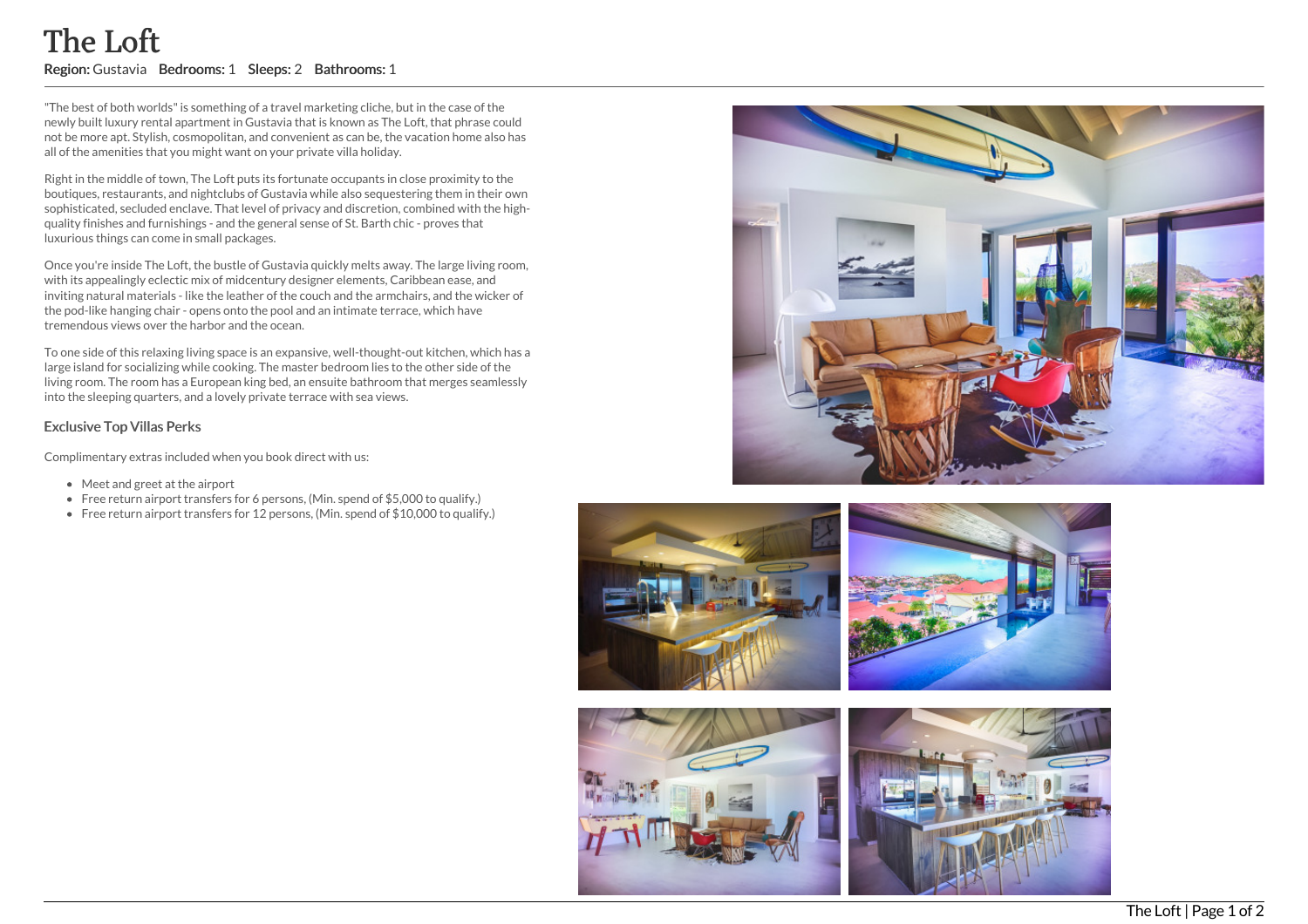# The Loft

**Region:** Gustavia **Bedrooms:** 1 **Sleeps:** 2 **Bathrooms:** 1

"The best of both worlds" is something of a travel marketing cliche, but in the case of the newly built luxury rental apartment in Gustavia that is known as The Loft, that phrase could not be more apt. Stylish, cosmopolitan, and convenient as can be, the vacation home also has all of the amenities that you might want on your private villa holiday.

Right in the middle of town, The Loft puts its fortunate occupants in close proximity to the boutiques, restaurants, and nightclubs of Gustavia while also sequestering them in their own sophisticated, secluded enclave. That level of privacy and discretion, combined with the high-quality finishes and furnishings - and the general sense of St. Barth chic - proves that luxurious things can come in small packages.

Once you're inside The Loft, the bustle of Gustavia quickly melts away. The large living room, with its appealingly eclectic mix of midcentury designer elements, Caribbean ease, and inviting natural materials - like the leather of the couch and the armchairs, and the wicker of the pod-like hanging chair - opens onto the pool and an intimate terrace, which have tremendous views over the harbor and the ocean.

To one side of this relaxing living space is an expansive, well-thought-out kitchen, which has a large island for socializing while cooking. The master bedroom lies to the other side of the living room. The room has a European king bed, an ensuite bathroom that merges seamlessly into the sleeping quarters, and a lovely private terrace with sea views.

### Exclusive Top Villas Perks

Complimentary extras included when you book direct with us:

- Meet and greet at the airport
- Free return airport transfers for 6 persons, (Min. spend of $5,000 to qualify.)
- Free return airport transfers for 12 persons, (Min. spend of $10,000 to qualify.)